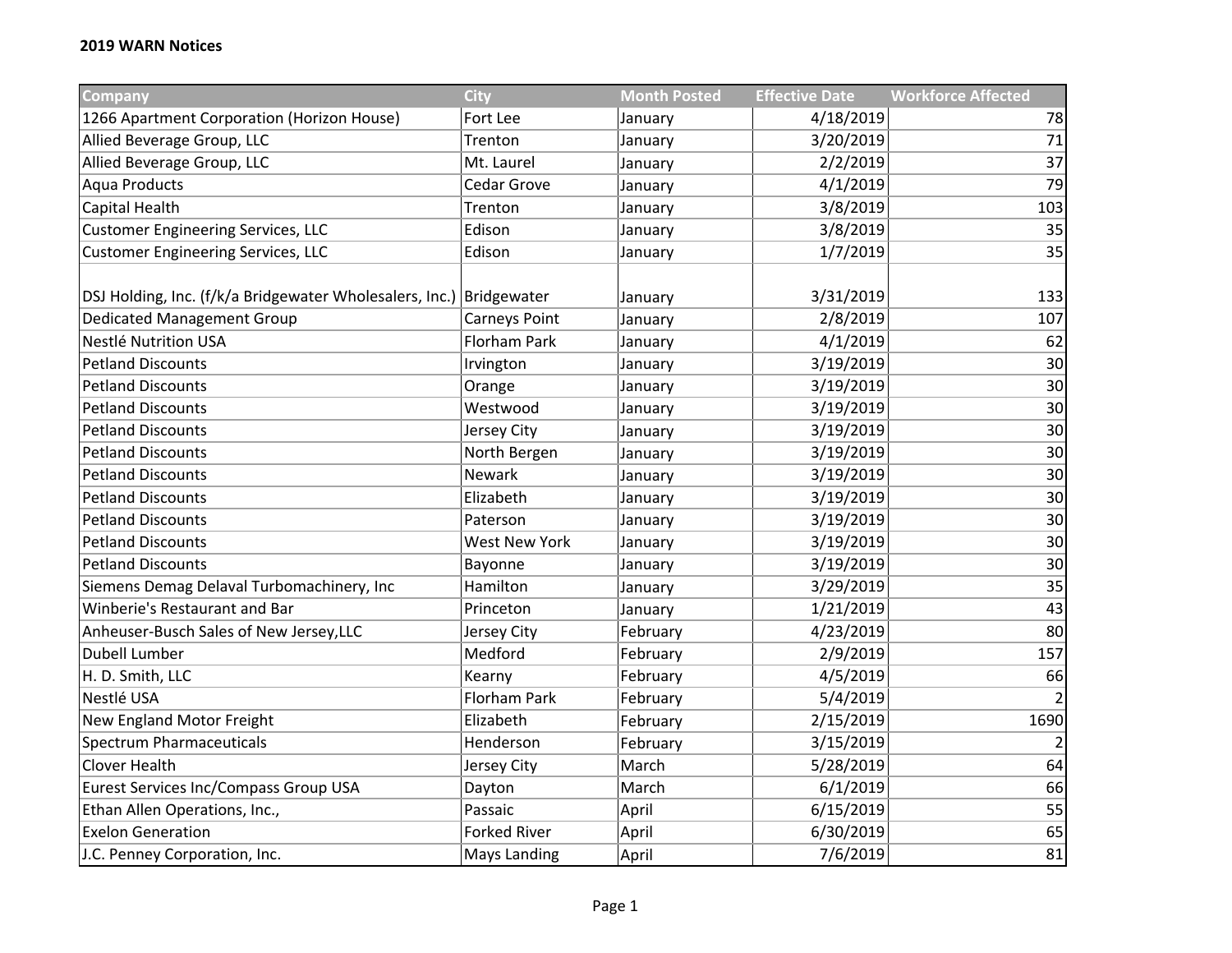**2019 WARN Notices**

| Company | City | Month Posted | Effective Date | Workforce Affected |
|---|---|---|---|---|
| 1266 Apartment Corporation (Horizon House) | Fort Lee | January | 4/18/2019 | 78 |
| Allied Beverage Group, LLC | Trenton | January | 3/20/2019 | 71 |
| Allied Beverage Group, LLC | Mt. Laurel | January | 2/2/2019 | 37 |
| Aqua Products | Cedar Grove | January | 4/1/2019 | 79 |
| Capital Health | Trenton | January | 3/8/2019 | 103 |
| Customer Engineering Services, LLC | Edison | January | 3/8/2019 | 35 |
| Customer Engineering Services, LLC | Edison | January | 1/7/2019 | 35 |
| DSJ Holding, Inc. (f/k/a Bridgewater Wholesalers, Inc.) | Bridgewater | January | 3/31/2019 | 133 |
| Dedicated Management Group | Carneys Point | January | 2/8/2019 | 107 |
| Nestlé Nutrition USA | Florham Park | January | 4/1/2019 | 62 |
| Petland Discounts | Irvington | January | 3/19/2019 | 30 |
| Petland Discounts | Orange | January | 3/19/2019 | 30 |
| Petland Discounts | Westwood | January | 3/19/2019 | 30 |
| Petland Discounts | Jersey City | January | 3/19/2019 | 30 |
| Petland Discounts | North Bergen | January | 3/19/2019 | 30 |
| Petland Discounts | Newark | January | 3/19/2019 | 30 |
| Petland Discounts | Elizabeth | January | 3/19/2019 | 30 |
| Petland Discounts | Paterson | January | 3/19/2019 | 30 |
| Petland Discounts | West New York | January | 3/19/2019 | 30 |
| Petland Discounts | Bayonne | January | 3/19/2019 | 30 |
| Siemens Demag Delaval Turbomachinery, Inc | Hamilton | January | 3/29/2019 | 35 |
| Winberie's Restaurant and Bar | Princeton | January | 1/21/2019 | 43 |
| Anheuser-Busch Sales of New Jersey,LLC | Jersey City | February | 4/23/2019 | 80 |
| Dubell Lumber | Medford | February | 2/9/2019 | 157 |
| H. D. Smith, LLC | Kearny | February | 4/5/2019 | 66 |
| Nestlé USA | Florham Park | February | 5/4/2019 | 2 |
| New England Motor Freight | Elizabeth | February | 2/15/2019 | 1690 |
| Spectrum Pharmaceuticals | Henderson | February | 3/15/2019 | 2 |
| Clover Health | Jersey City | March | 5/28/2019 | 64 |
| Eurest Services Inc/Compass Group USA | Dayton | March | 6/1/2019 | 66 |
| Ethan Allen Operations, Inc., | Passaic | April | 6/15/2019 | 55 |
| Exelon Generation | Forked River | April | 6/30/2019 | 65 |
| J.C. Penney Corporation, Inc. | Mays Landing | April | 7/6/2019 | 81 |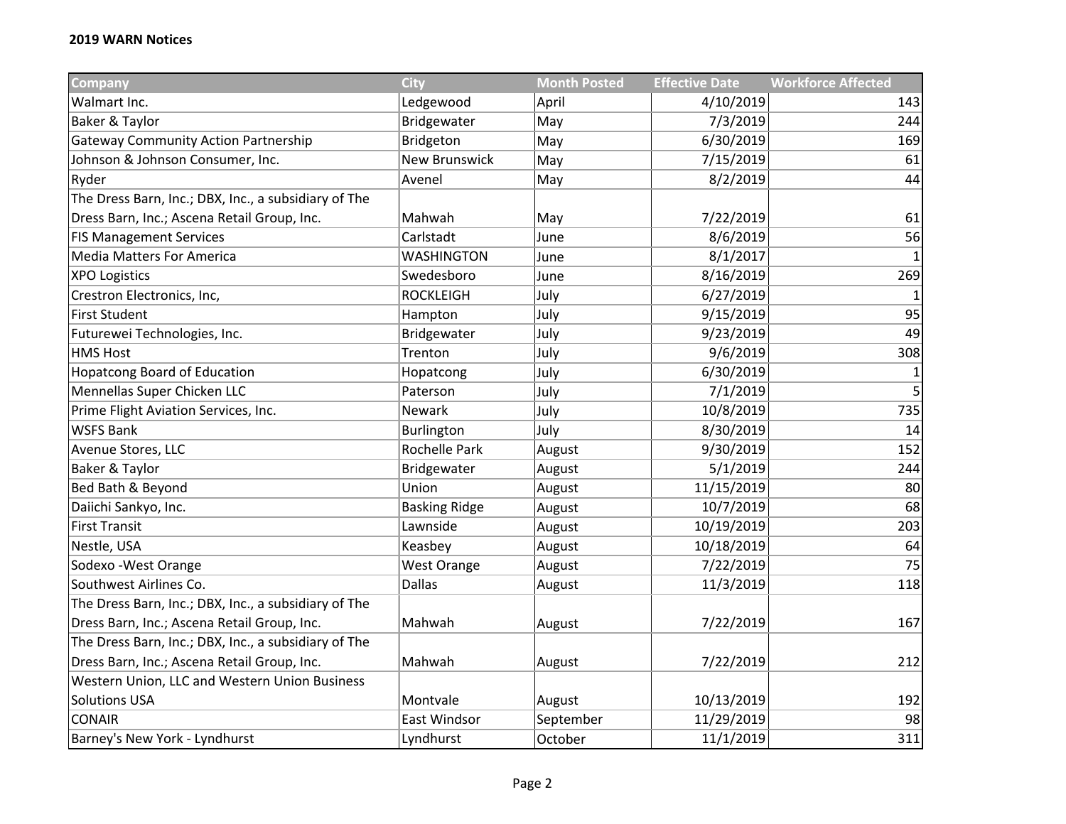**2019 WARN Notices**

| Company | City | Month Posted | Effective Date | Workforce Affected |
|---|---|---|---|---|
| Walmart Inc. | Ledgewood | April | 4/10/2019 | 143 |
| Baker & Taylor | Bridgewater | May | 7/3/2019 | 244 |
| Gateway Community Action Partnership | Bridgeton | May | 6/30/2019 | 169 |
| Johnson & Johnson Consumer, Inc. | New Brunswick | May | 7/15/2019 | 61 |
| Ryder | Avenel | May | 8/2/2019 | 44 |
| The Dress Barn, Inc.; DBX, Inc., a subsidiary of The Dress Barn, Inc.; Ascena Retail Group, Inc. | Mahwah | May | 7/22/2019 | 61 |
| FIS Management Services | Carlstadt | June | 8/6/2019 | 56 |
| Media Matters For America | WASHINGTON | June | 8/1/2017 | 1 |
| XPO Logistics | Swedesboro | June | 8/16/2019 | 269 |
| Crestron Electronics, Inc, | ROCKLEIGH | July | 6/27/2019 | 1 |
| First Student | Hampton | July | 9/15/2019 | 95 |
| Futurewei Technologies, Inc. | Bridgewater | July | 9/23/2019 | 49 |
| HMS Host | Trenton | July | 9/6/2019 | 308 |
| Hopatcong Board of Education | Hopatcong | July | 6/30/2019 | 1 |
| Mennellas Super Chicken LLC | Paterson | July | 7/1/2019 | 5 |
| Prime Flight Aviation Services, Inc. | Newark | July | 10/8/2019 | 735 |
| WSFS Bank | Burlington | July | 8/30/2019 | 14 |
| Avenue Stores, LLC | Rochelle Park | August | 9/30/2019 | 152 |
| Baker & Taylor | Bridgewater | August | 5/1/2019 | 244 |
| Bed Bath & Beyond | Union | August | 11/15/2019 | 80 |
| Daiichi Sankyo, Inc. | Basking Ridge | August | 10/7/2019 | 68 |
| First Transit | Lawnside | August | 10/19/2019 | 203 |
| Nestle, USA | Keasbey | August | 10/18/2019 | 64 |
| Sodexo -West Orange | West Orange | August | 7/22/2019 | 75 |
| Southwest Airlines Co. | Dallas | August | 11/3/2019 | 118 |
| The Dress Barn, Inc.; DBX, Inc., a subsidiary of The Dress Barn, Inc.; Ascena Retail Group, Inc. | Mahwah | August | 7/22/2019 | 167 |
| The Dress Barn, Inc.; DBX, Inc., a subsidiary of The Dress Barn, Inc.; Ascena Retail Group, Inc. | Mahwah | August | 7/22/2019 | 212 |
| Western Union, LLC and Western Union Business Solutions USA | Montvale | August | 10/13/2019 | 192 |
| CONAIR | East Windsor | September | 11/29/2019 | 98 |
| Barney's New York - Lyndhurst | Lyndhurst | October | 11/1/2019 | 311 |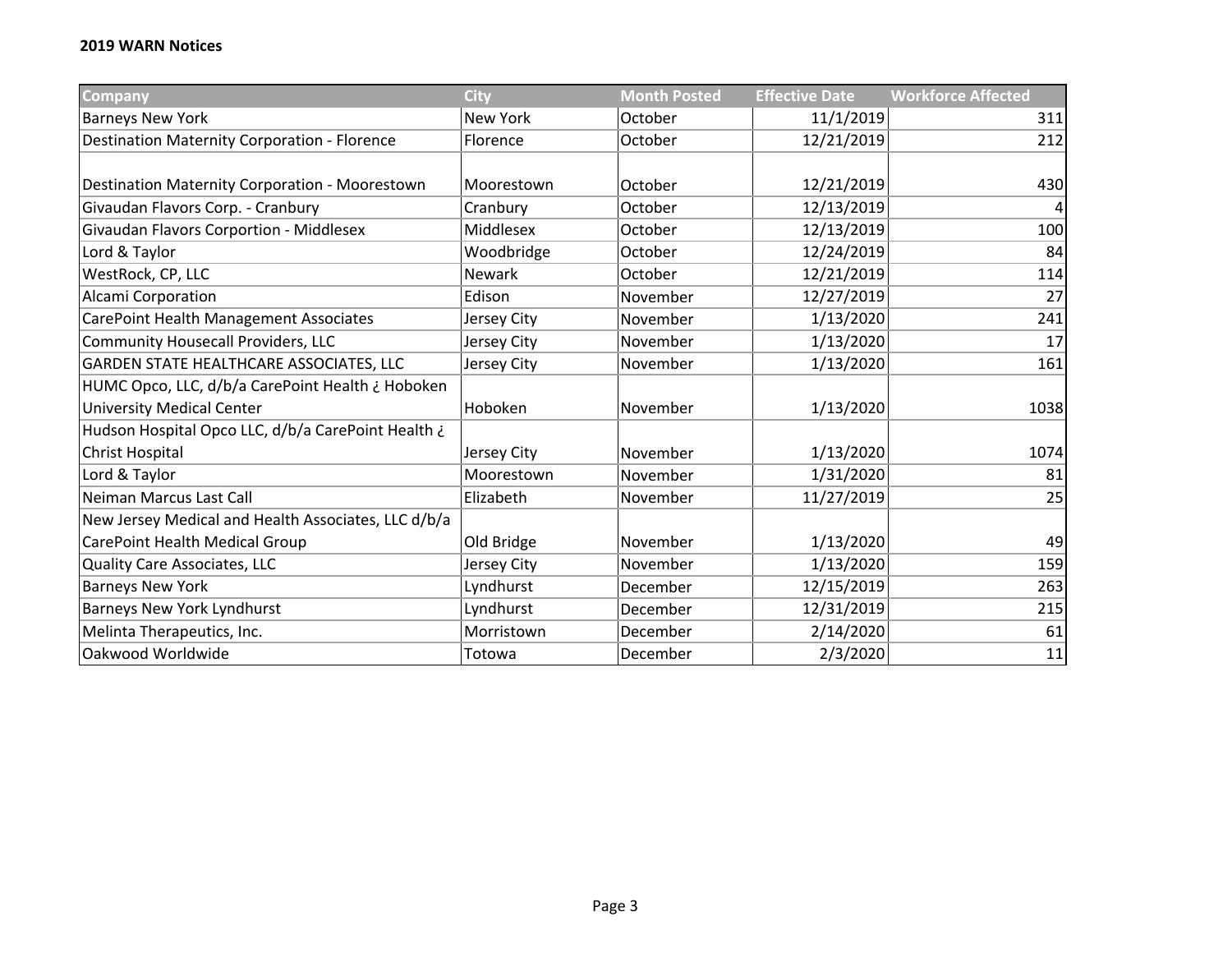**2019 WARN Notices**

| Company | City | Month Posted | Effective Date | Workforce Affected |
|---|---|---|---|---|
| Barneys New York | New York | October | 11/1/2019 | 311 |
| Destination Maternity Corporation - Florence | Florence | October | 12/21/2019 | 212 |
| Destination Maternity Corporation - Moorestown | Moorestown | October | 12/21/2019 | 430 |
| Givaudan Flavors Corp. - Cranbury | Cranbury | October | 12/13/2019 | 4 |
| Givaudan Flavors Corportion - Middlesex | Middlesex | October | 12/13/2019 | 100 |
| Lord & Taylor | Woodbridge | October | 12/24/2019 | 84 |
| WestRock, CP, LLC | Newark | October | 12/21/2019 | 114 |
| Alcami Corporation | Edison | November | 12/27/2019 | 27 |
| CarePoint Health Management Associates | Jersey City | November | 1/13/2020 | 241 |
| Community Housecall Providers, LLC | Jersey City | November | 1/13/2020 | 17 |
| GARDEN STATE HEALTHCARE ASSOCIATES, LLC | Jersey City | November | 1/13/2020 | 161 |
| HUMC Opco, LLC, d/b/a CarePoint Health ¿ Hoboken University Medical Center | Hoboken | November | 1/13/2020 | 1038 |
| Hudson Hospital Opco LLC, d/b/a CarePoint Health ¿ Christ Hospital | Jersey City | November | 1/13/2020 | 1074 |
| Lord & Taylor | Moorestown | November | 1/31/2020 | 81 |
| Neiman Marcus Last Call | Elizabeth | November | 11/27/2019 | 25 |
| New Jersey Medical and Health Associates, LLC d/b/a CarePoint Health Medical Group | Old Bridge | November | 1/13/2020 | 49 |
| Quality Care Associates, LLC | Jersey City | November | 1/13/2020 | 159 |
| Barneys New York | Lyndhurst | December | 12/15/2019 | 263 |
| Barneys New York Lyndhurst | Lyndhurst | December | 12/31/2019 | 215 |
| Melinta Therapeutics, Inc. | Morristown | December | 2/14/2020 | 61 |
| Oakwood Worldwide | Totowa | December | 2/3/2020 | 11 |